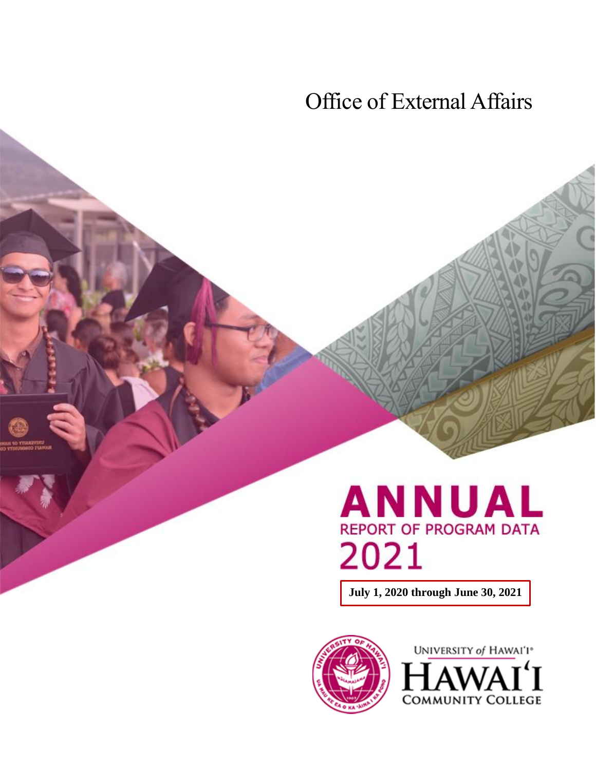# Office of External Affairs

# ANNUAL

## REPORT OF PROGRAM DATA

## 2021

**July 1, 2020 through June 30, 2021**

UNIVERSITY *of* HAWAIʻI®

HAWAIʻI

COMMUNITY COLLEGE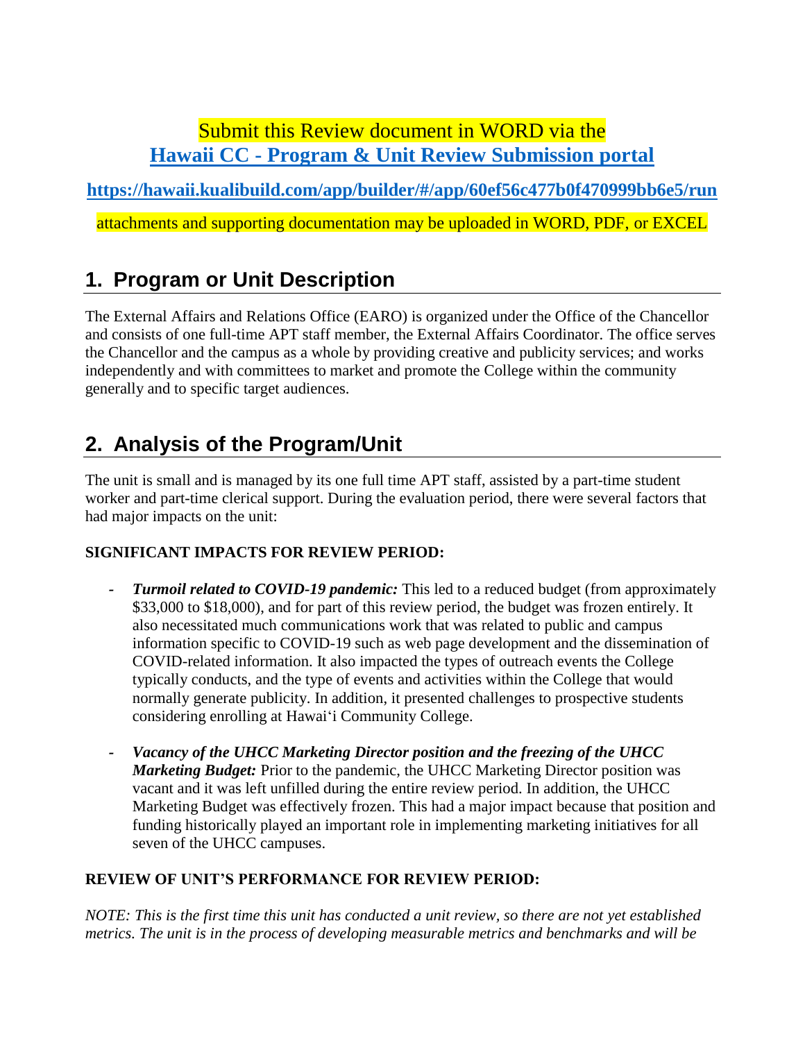Submit this Review document in WORD via the
**[Hawaii CC - Program & Unit Review Submission portal](https://hawaii.kualibuild.com/app/builder/#/app/60ef56c477b0f470999bb6e5/run)**

**https://hawaii.kualibuild.com/app/builder/#/app/60ef56c477b0f470999bb6e5/run**

attachments and supporting documentation may be uploaded in WORD, PDF, or EXCEL

## 1. Program or Unit Description

The External Affairs and Relations Office (EARO) is organized under the Office of the Chancellor and consists of one full-time APT staff member, the External Affairs Coordinator. The office serves the Chancellor and the campus as a whole by providing creative and publicity services; and works independently and with committees to market and promote the College within the community generally and to specific target audiences.

## 2. Analysis of the Program/Unit

The unit is small and is managed by its one full time APT staff, assisted by a part-time student worker and part-time clerical support. During the evaluation period, there were several factors that had major impacts on the unit:

**SIGNIFICANT IMPACTS FOR REVIEW PERIOD:**

- ***Turmoil related to COVID-19 pandemic:*** This led to a reduced budget (from approximately $33,000 to $18,000), and for part of this review period, the budget was frozen entirely. It also necessitated much communications work that was related to public and campus information specific to COVID-19 such as web page development and the dissemination of COVID-related information. It also impacted the types of outreach events the College typically conducts, and the type of events and activities within the College that would normally generate publicity. In addition, it presented challenges to prospective students considering enrolling at Hawaiʻi Community College.

- ***Vacancy of the UHCC Marketing Director position and the freezing of the UHCC Marketing Budget:*** Prior to the pandemic, the UHCC Marketing Director position was vacant and it was left unfilled during the entire review period. In addition, the UHCC Marketing Budget was effectively frozen. This had a major impact because that position and funding historically played an important role in implementing marketing initiatives for all seven of the UHCC campuses.

**REVIEW OF UNIT'S PERFORMANCE FOR REVIEW PERIOD:**

*NOTE: This is the first time this unit has conducted a unit review, so there are not yet established metrics. The unit is in the process of developing measurable metrics and benchmarks and will be*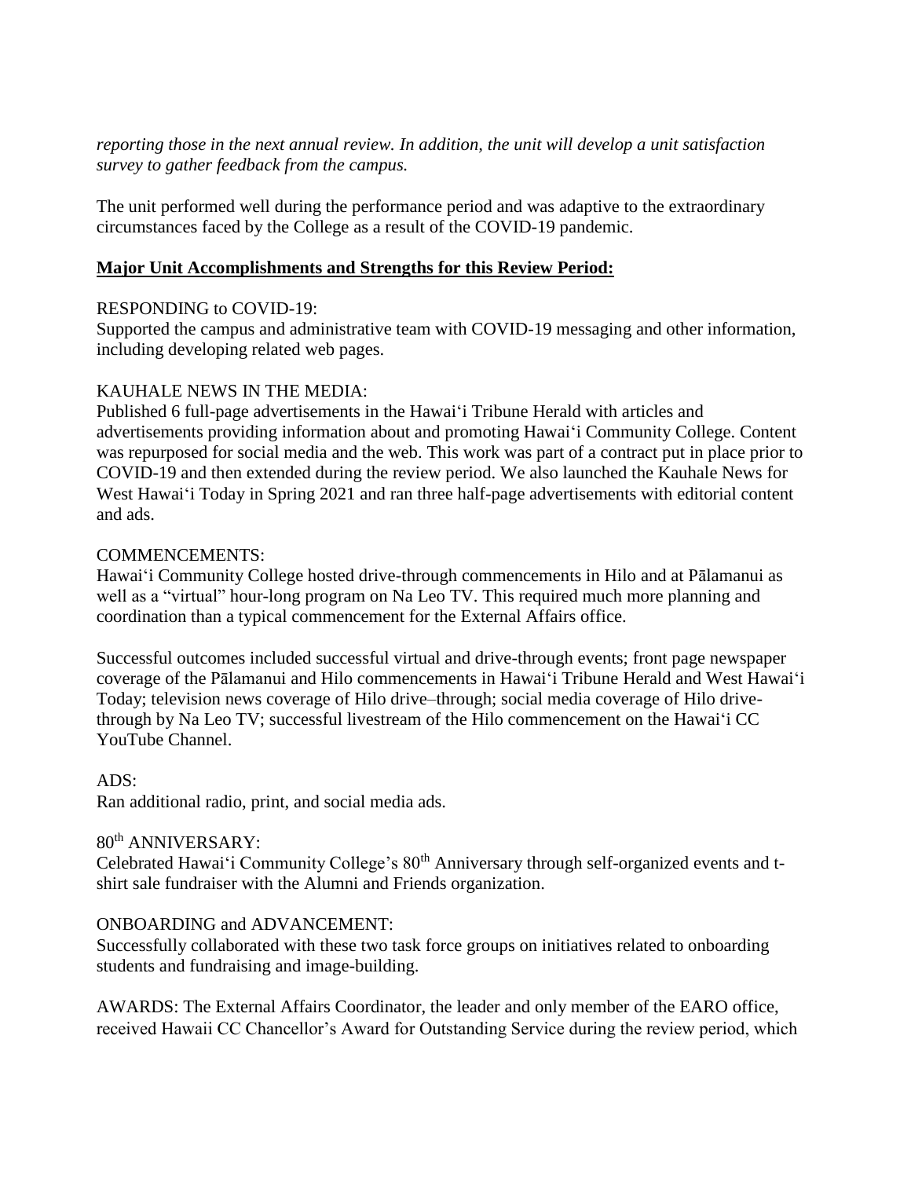*reporting those in the next annual review. In addition, the unit will develop a unit satisfaction survey to gather feedback from the campus.*

The unit performed well during the performance period and was adaptive to the extraordinary circumstances faced by the College as a result of the COVID-19 pandemic.

**Major Unit Accomplishments and Strengths for this Review Period:**

RESPONDING to COVID-19:
Supported the campus and administrative team with COVID-19 messaging and other information, including developing related web pages.

KAUHALE NEWS IN THE MEDIA:
Published 6 full-page advertisements in the Hawaiʻi Tribune Herald with articles and advertisements providing information about and promoting Hawaiʻi Community College. Content was repurposed for social media and the web. This work was part of a contract put in place prior to COVID-19 and then extended during the review period. We also launched the Kauhale News for West Hawaiʻi Today in Spring 2021 and ran three half-page advertisements with editorial content and ads.

COMMENCEMENTS:
Hawaiʻi Community College hosted drive-through commencements in Hilo and at Pālamanui as well as a "virtual" hour-long program on Na Leo TV. This required much more planning and coordination than a typical commencement for the External Affairs office.

Successful outcomes included successful virtual and drive-through events; front page newspaper coverage of the Pālamanui and Hilo commencements in Hawaiʻi Tribune Herald and West Hawaiʻi Today; television news coverage of Hilo drive–through; social media coverage of Hilo drive-through by Na Leo TV; successful livestream of the Hilo commencement on the Hawaiʻi CC YouTube Channel.

ADS:
Ran additional radio, print, and social media ads.

80th ANNIVERSARY:
Celebrated Hawaiʻi Community College's 80th Anniversary through self-organized events and t-shirt sale fundraiser with the Alumni and Friends organization.

ONBOARDING and ADVANCEMENT:
Successfully collaborated with these two task force groups on initiatives related to onboarding students and fundraising and image-building.

AWARDS: The External Affairs Coordinator, the leader and only member of the EARO office, received Hawaii CC Chancellor's Award for Outstanding Service during the review period, which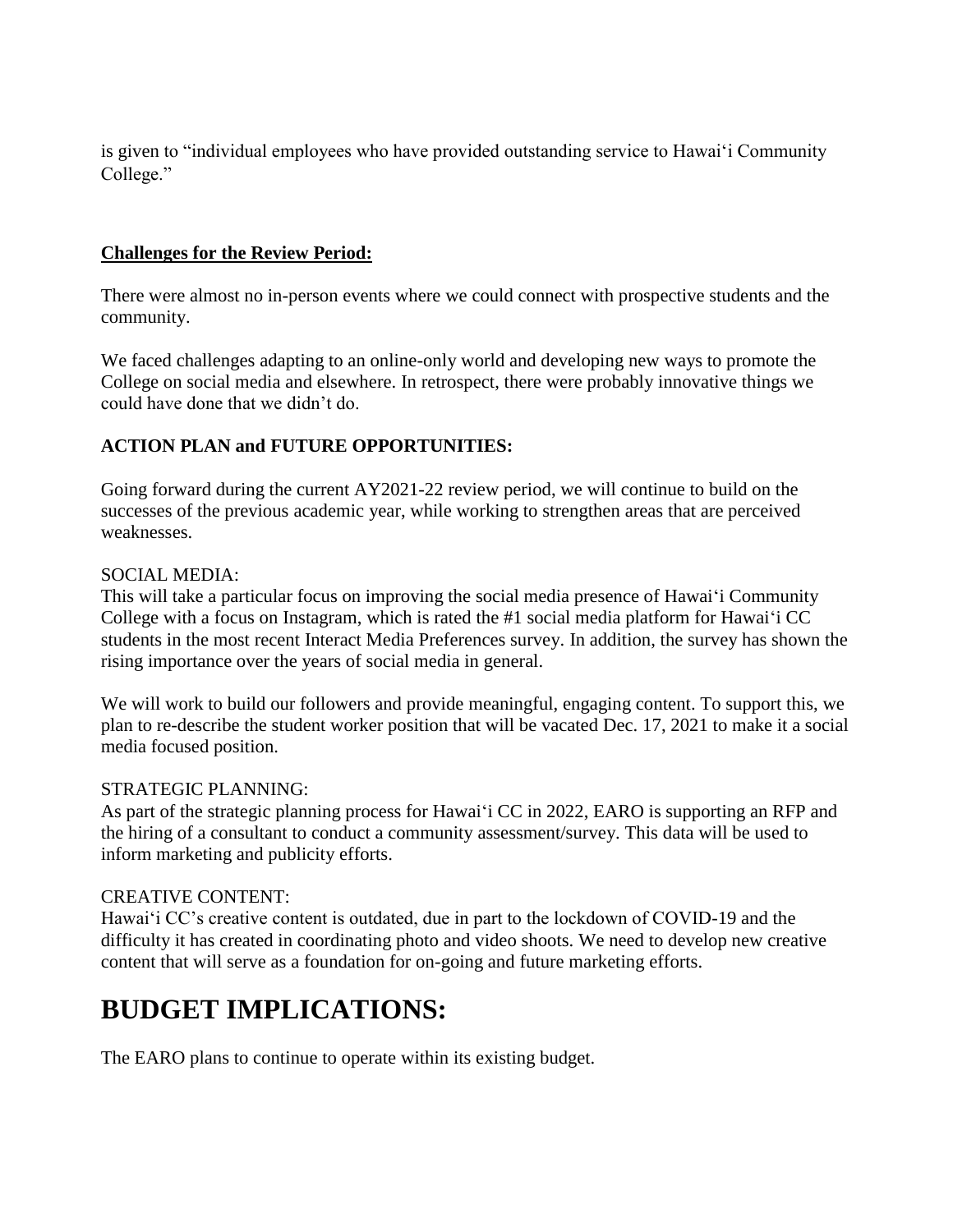is given to "individual employees who have provided outstanding service to Hawaiʻi Community College."

**Challenges for the Review Period:**

There were almost no in-person events where we could connect with prospective students and the community.

We faced challenges adapting to an online-only world and developing new ways to promote the College on social media and elsewhere. In retrospect, there were probably innovative things we could have done that we didn't do.

**ACTION PLAN and FUTURE OPPORTUNITIES:**

Going forward during the current AY2021-22 review period, we will continue to build on the successes of the previous academic year, while working to strengthen areas that are perceived weaknesses.

SOCIAL MEDIA:
This will take a particular focus on improving the social media presence of Hawaiʻi Community College with a focus on Instagram, which is rated the #1 social media platform for Hawaiʻi CC students in the most recent Interact Media Preferences survey. In addition, the survey has shown the rising importance over the years of social media in general.

We will work to build our followers and provide meaningful, engaging content. To support this, we plan to re-describe the student worker position that will be vacated Dec. 17, 2021 to make it a social media focused position.

STRATEGIC PLANNING:
As part of the strategic planning process for Hawaiʻi CC in 2022, EARO is supporting an RFP and the hiring of a consultant to conduct a community assessment/survey. This data will be used to inform marketing and publicity efforts.

CREATIVE CONTENT:
Hawaiʻi CC's creative content is outdated, due in part to the lockdown of COVID-19 and the difficulty it has created in coordinating photo and video shoots. We need to develop new creative content that will serve as a foundation for on-going and future marketing efforts.

# BUDGET IMPLICATIONS:

The EARO plans to continue to operate within its existing budget.